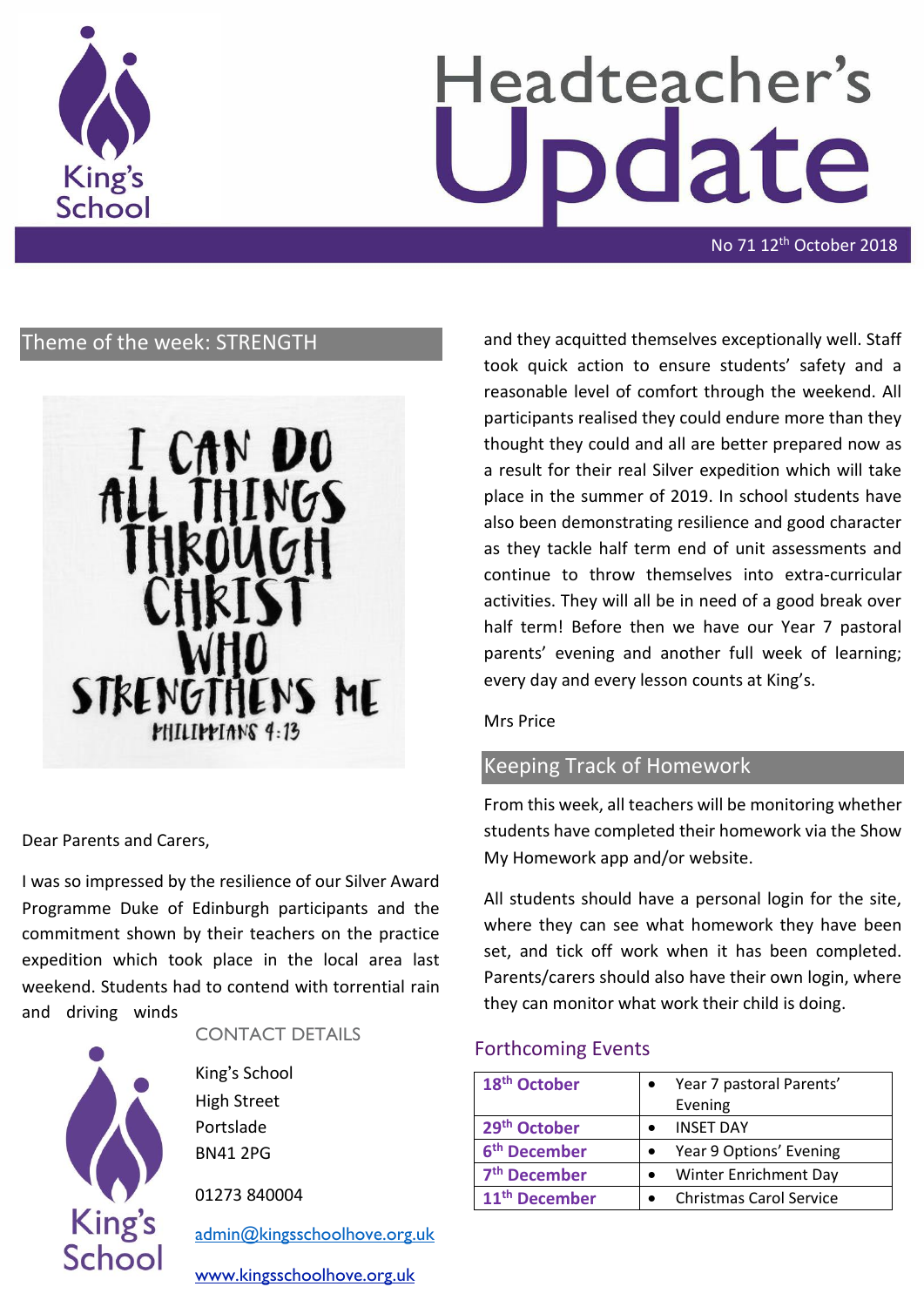# Headteacher's Update

No 71 12th October 2018

## Theme of the week: STRENGTH

I CAN DO ALL THINGS THROUGH CHRIST WHO STRENGTHENS ME

PHILIPPIANS 4:13

Dear Parents and Carers,

I was so impressed by the resilience of our Silver Award Programme Duke of Edinburgh participants and the commitment shown by their teachers on the practice expedition which took place in the local area last weekend. Students had to contend with torrential rain and driving winds and they acquitted themselves exceptionally well. Staff took quick action to ensure students' safety and a reasonable level of comfort through the weekend. All participants realised they could endure more than they thought they could and all are better prepared now as a result for their real Silver expedition which will take place in the summer of 2019. In school students have also been demonstrating resilience and good character as they tackle half term end of unit assessments and continue to throw themselves into extra-curricular activities. They will all be in need of a good break over half term! Before then we have our Year 7 pastoral parents' evening and another full week of learning; every day and every lesson counts at King's.

Mrs Price

## Keeping Track of Homework

From this week, all teachers will be monitoring whether students have completed their homework via the Show My Homework app and/or website.

All students should have a personal login for the site, where they can see what homework they have been set, and tick off work when it has been completed. Parents/carers should also have their own login, where they can monitor what work their child is doing.

## Forthcoming Events

| Date | Event |
|---|---|
| 18th October | • Year 7 pastoral Parents' Evening |
| 29th October | • INSET DAY |
| 6th December | • Year 9 Options' Evening |
| 7th December | • Winter Enrichment Day |
| 11th December | • Christmas Carol Service |

## CONTACT DETAILS

King's School
High Street
Portslade
BN41 2PG

01273 840004

admin@kingsschoolhove.org.uk

www.kingsschoolhove.org.uk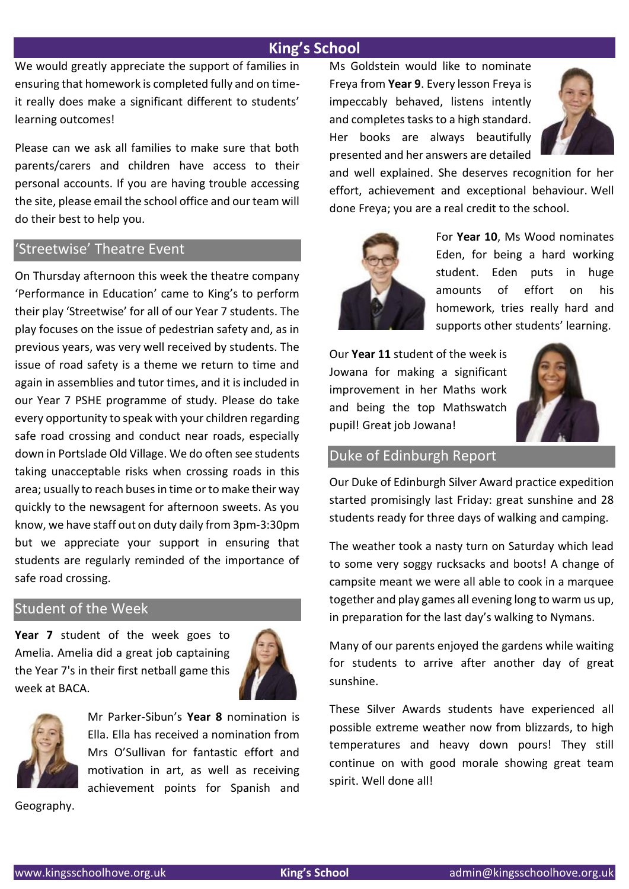# King's School

We would greatly appreciate the support of families in ensuring that homework is completed fully and on time- it really does make a significant different to students' learning outcomes!

Please can we ask all families to make sure that both parents/carers and children have access to their personal accounts. If you are having trouble accessing the site, please email the school office and our team will do their best to help you.

## 'Streetwise' Theatre Event

On Thursday afternoon this week the theatre company 'Performance in Education' came to King's to perform their play 'Streetwise' for all of our Year 7 students. The play focuses on the issue of pedestrian safety and, as in previous years, was very well received by students. The issue of road safety is a theme we return to time and again in assemblies and tutor times, and it is included in our Year 7 PSHE programme of study. Please do take every opportunity to speak with your children regarding safe road crossing and conduct near roads, especially down in Portslade Old Village. We do often see students taking unacceptable risks when crossing roads in this area; usually to reach buses in time or to make their way quickly to the newsagent for afternoon sweets. As you know, we have staff out on duty daily from 3pm-3:30pm but we appreciate your support in ensuring that students are regularly reminded of the importance of safe road crossing.

## Student of the Week

**Year 7** student of the week goes to Amelia. Amelia did a great job captaining the Year 7's in their first netball game this week at BACA.

Mr Parker-Sibun's **Year 8** nomination is Ella. Ella has received a nomination from Mrs O'Sullivan for fantastic effort and motivation in art, as well as receiving achievement points for Spanish and Geography.

Ms Goldstein would like to nominate Freya from **Year 9**. Every lesson Freya is impeccably behaved, listens intently and completes tasks to a high standard. Her books are always beautifully presented and her answers are detailed and well explained. She deserves recognition for her effort, achievement and exceptional behaviour. Well done Freya; you are a real credit to the school.

For **Year 10**, Ms Wood nominates Eden, for being a hard working student. Eden puts in huge amounts of effort on his homework, tries really hard and supports other students' learning.

Our **Year 11** student of the week is Jowana for making a significant improvement in her Maths work and being the top Mathswatch pupil! Great job Jowana!

## Duke of Edinburgh Report

Our Duke of Edinburgh Silver Award practice expedition started promisingly last Friday: great sunshine and 28 students ready for three days of walking and camping.

The weather took a nasty turn on Saturday which lead to some very soggy rucksacks and boots! A change of campsite meant we were all able to cook in a marquee together and play games all evening long to warm us up, in preparation for the last day's walking to Nymans.

Many of our parents enjoyed the gardens while waiting for students to arrive after another day of great sunshine.

These Silver Awards students have experienced all possible extreme weather now from blizzards, to high temperatures and heavy down pours! They still continue on with good morale showing great team spirit. Well done all!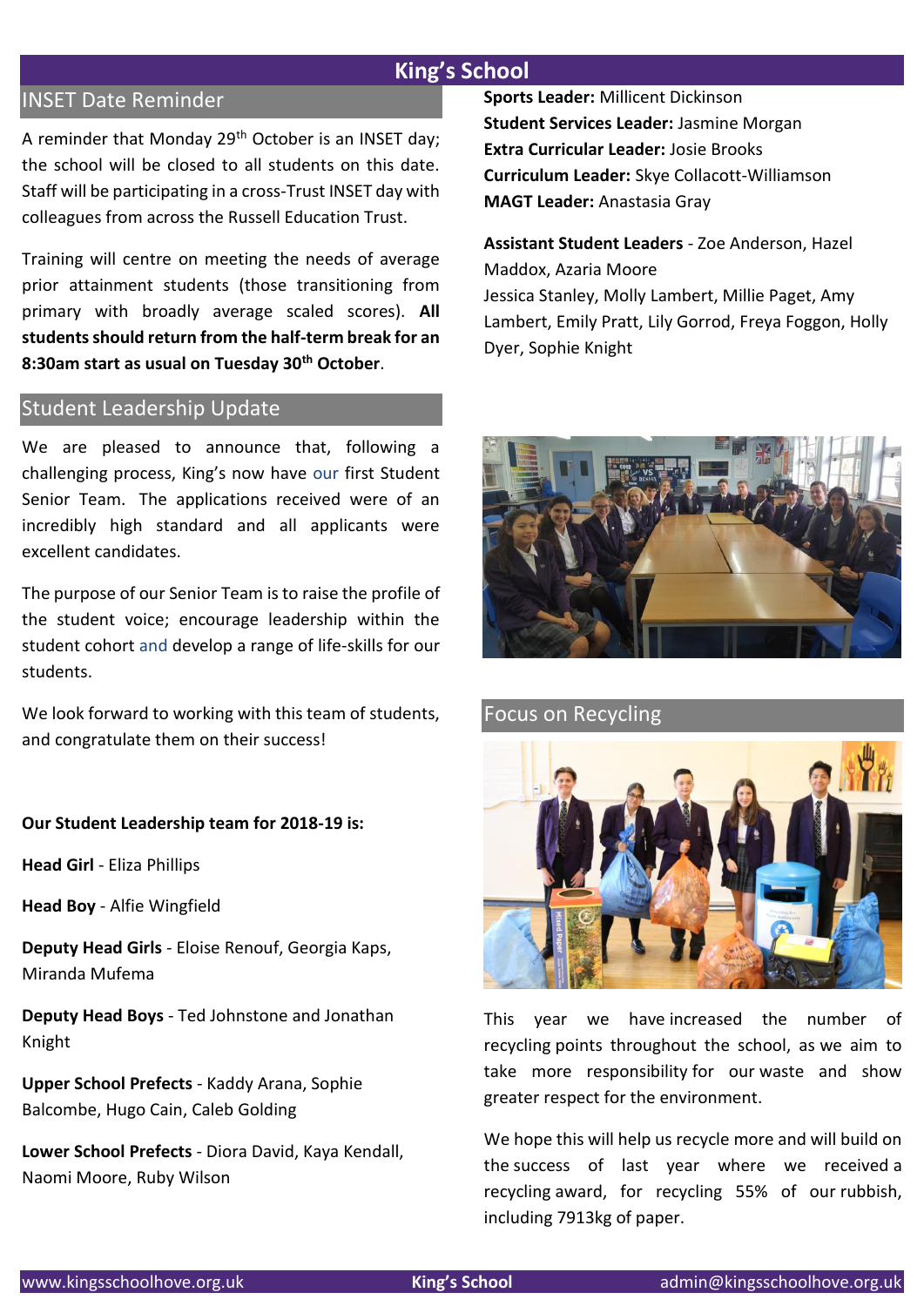# King's School

## INSET Date Reminder

A reminder that Monday 29th October is an INSET day; the school will be closed to all students on this date. Staff will be participating in a cross-Trust INSET day with colleagues from across the Russell Education Trust.

Training will centre on meeting the needs of average prior attainment students (those transitioning from primary with broadly average scaled scores). **All students should return from the half-term break for an 8:30am start as usual on Tuesday 30th October**.

## Student Leadership Update

We are pleased to announce that, following a challenging process, King's now have our first Student Senior Team. The applications received were of an incredibly high standard and all applicants were excellent candidates.

The purpose of our Senior Team is to raise the profile of the student voice; encourage leadership within the student cohort and develop a range of life-skills for our students.

We look forward to working with this team of students, and congratulate them on their success!

**Our Student Leadership team for 2018-19 is:**

**Head Girl** - Eliza Phillips

**Head Boy** - Alfie Wingfield

**Deputy Head Girls** - Eloise Renouf, Georgia Kaps, Miranda Mufema

**Deputy Head Boys** - Ted Johnstone and Jonathan Knight

**Upper School Prefects** - Kaddy Arana, Sophie Balcombe, Hugo Cain, Caleb Golding

**Lower School Prefects** - Diora David, Kaya Kendall, Naomi Moore, Ruby Wilson

**Sports Leader:** Millicent Dickinson

**Student Services Leader:** Jasmine Morgan

**Extra Curricular Leader:** Josie Brooks

**Curriculum Leader:** Skye Collacott-Williamson

**MAGT Leader:** Anastasia Gray

**Assistant Student Leaders** - Zoe Anderson, Hazel Maddox, Azaria Moore
Jessica Stanley, Molly Lambert, Millie Paget, Amy Lambert, Emily Pratt, Lily Gorrod, Freya Foggon, Holly Dyer, Sophie Knight

## Focus on Recycling

This year we have increased the number of recycling points throughout the school, as we aim to take more responsibility for our waste and show greater respect for the environment.

We hope this will help us recycle more and will build on the success of last year where we received a recycling award, for recycling 55% of our rubbish, including 7913kg of paper.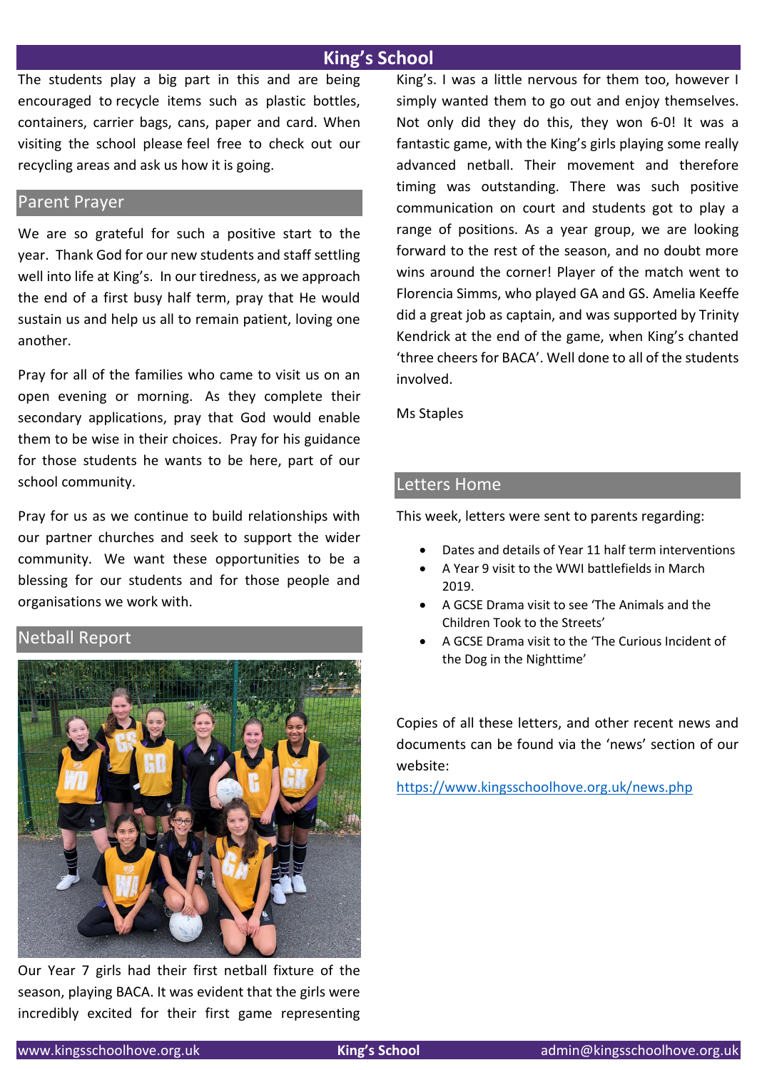The students play a big part in this and are being encouraged to recycle items such as plastic bottles, containers, carrier bags, cans, paper and card. When visiting the school please feel free to check out our recycling areas and ask us how it is going.

## Parent Prayer

We are so grateful for such a positive start to the year. Thank God for our new students and staff settling well into life at King's. In our tiredness, as we approach the end of a first busy half term, pray that He would sustain us and help us all to remain patient, loving one another.

Pray for all of the families who came to visit us on an open evening or morning. As they complete their secondary applications, pray that God would enable them to be wise in their choices. Pray for his guidance for those students he wants to be here, part of our school community.

Pray for us as we continue to build relationships with our partner churches and seek to support the wider community. We want these opportunities to be a blessing for our students and for those people and organisations we work with.

## Netball Report

Our Year 7 girls had their first netball fixture of the season, playing BACA. It was evident that the girls were incredibly excited for their first game representing King's. I was a little nervous for them too, however I simply wanted them to go out and enjoy themselves. Not only did they do this, they won 6-0! It was a fantastic game, with the King's girls playing some really advanced netball. Their movement and therefore timing was outstanding. There was such positive communication on court and students got to play a range of positions. As a year group, we are looking forward to the rest of the season, and no doubt more wins around the corner! Player of the match went to Florencia Simms, who played GA and GS. Amelia Keeffe did a great job as captain, and was supported by Trinity Kendrick at the end of the game, when King's chanted 'three cheers for BACA'. Well done to all of the students involved.

Ms Staples

## Letters Home

This week, letters were sent to parents regarding:

- Dates and details of Year 11 half term interventions
- A Year 9 visit to the WWI battlefields in March 2019.
- A GCSE Drama visit to see 'The Animals and the Children Took to the Streets'
- A GCSE Drama visit to the 'The Curious Incident of the Dog in the Nighttime'

Copies of all these letters, and other recent news and documents can be found via the 'news' section of our website:
https://www.kingsschoolhove.org.uk/news.php